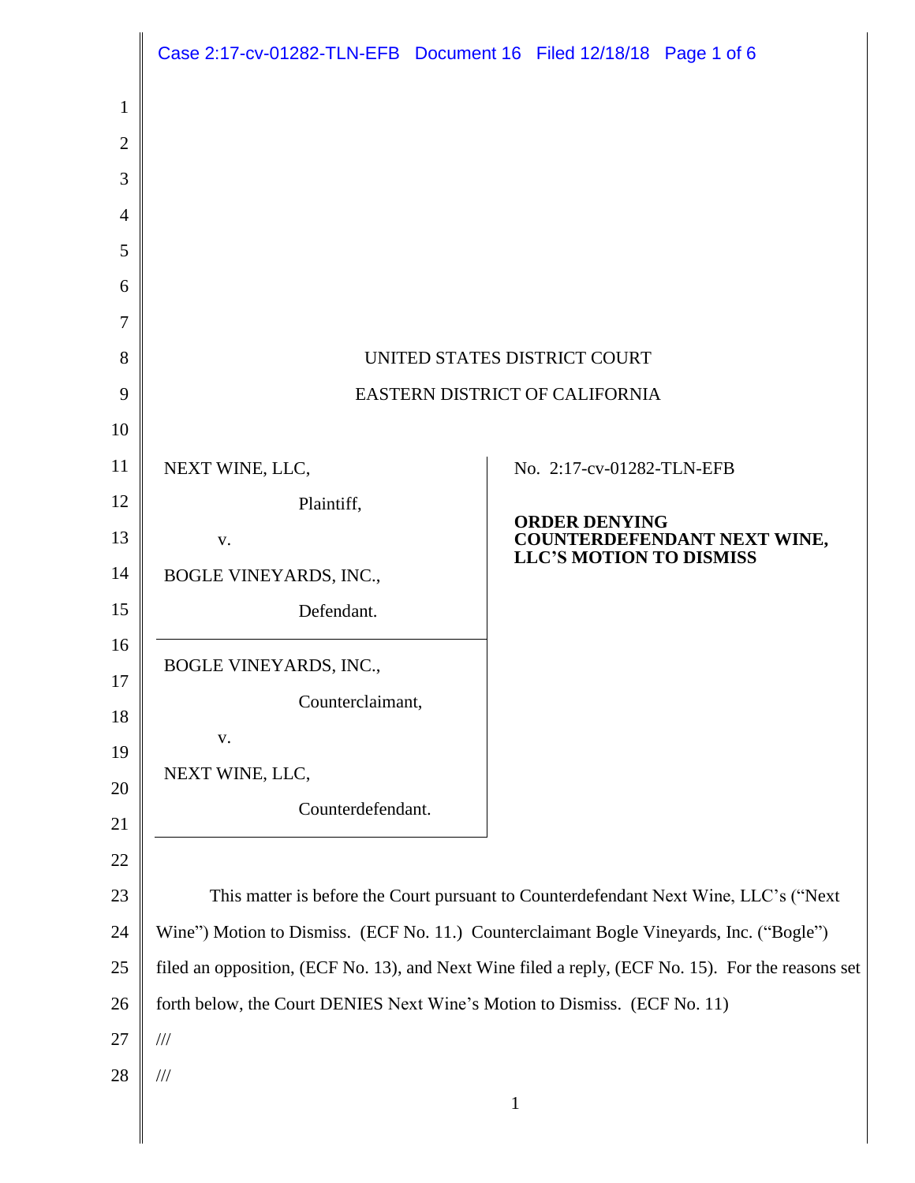UNITED STATES DISTRICT COURT

EASTERN DISTRICT OF CALIFORNIA

| | |
|---|---|
| NEXT WINE, LLC,<br>Plaintiff,<br>v.<br>BOGLE VINEYARDS, INC.,<br>Defendant. | No. 2:17-cv-01282-TLN-EFB<br><br>**ORDER DENYING COUNTERDEFENDANT NEXT WINE, LLC'S MOTION TO DISMISS** |
| BOGLE VINEYARDS, INC.,<br>Counterclaimant,<br>v.<br>NEXT WINE, LLC,<br>Counterdefendant. | |

This matter is before the Court pursuant to Counterdefendant Next Wine, LLC's ("Next Wine") Motion to Dismiss. (ECF No. 11.) Counterclaimant Bogle Vineyards, Inc. ("Bogle") filed an opposition, (ECF No. 13), and Next Wine filed a reply, (ECF No. 15). For the reasons set forth below, the Court DENIES Next Wine's Motion to Dismiss. (ECF No. 11)

///

///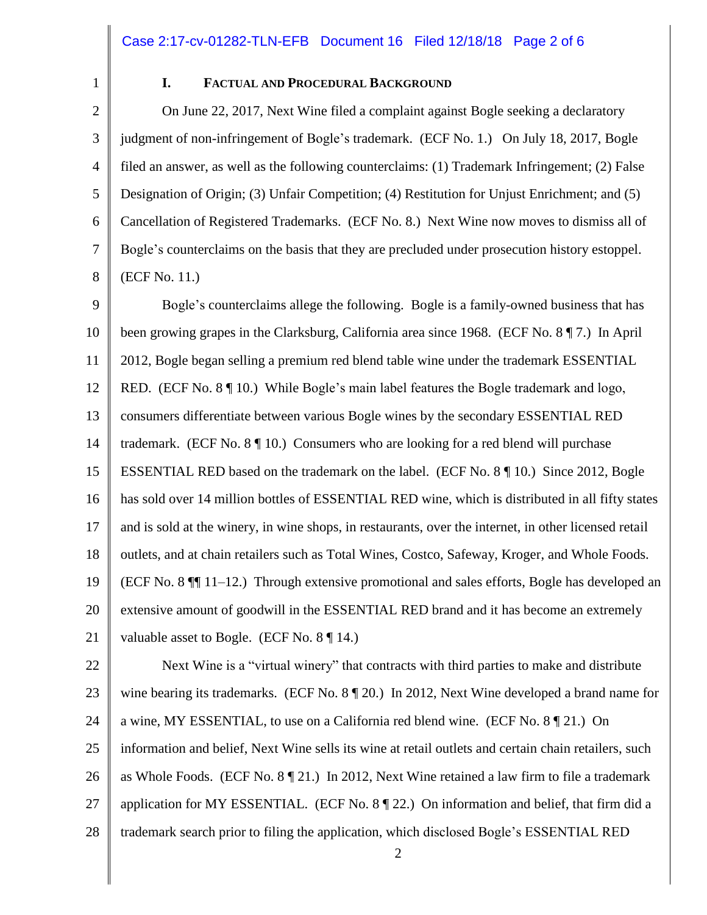## I. Factual and Procedural Background

On June 22, 2017, Next Wine filed a complaint against Bogle seeking a declaratory judgment of non-infringement of Bogle's trademark. (ECF No. 1.) On July 18, 2017, Bogle filed an answer, as well as the following counterclaims: (1) Trademark Infringement; (2) False Designation of Origin; (3) Unfair Competition; (4) Restitution for Unjust Enrichment; and (5) Cancellation of Registered Trademarks. (ECF No. 8.) Next Wine now moves to dismiss all of Bogle's counterclaims on the basis that they are precluded under prosecution history estoppel. (ECF No. 11.)

Bogle's counterclaims allege the following. Bogle is a family-owned business that has been growing grapes in the Clarksburg, California area since 1968. (ECF No. 8 ¶ 7.) In April 2012, Bogle began selling a premium red blend table wine under the trademark ESSENTIAL RED. (ECF No. 8 ¶ 10.) While Bogle's main label features the Bogle trademark and logo, consumers differentiate between various Bogle wines by the secondary ESSENTIAL RED trademark. (ECF No. 8 ¶ 10.) Consumers who are looking for a red blend will purchase ESSENTIAL RED based on the trademark on the label. (ECF No. 8 ¶ 10.) Since 2012, Bogle has sold over 14 million bottles of ESSENTIAL RED wine, which is distributed in all fifty states and is sold at the winery, in wine shops, in restaurants, over the internet, in other licensed retail outlets, and at chain retailers such as Total Wines, Costco, Safeway, Kroger, and Whole Foods. (ECF No. 8 ¶¶ 11–12.) Through extensive promotional and sales efforts, Bogle has developed an extensive amount of goodwill in the ESSENTIAL RED brand and it has become an extremely valuable asset to Bogle. (ECF No. 8 ¶ 14.)

Next Wine is a "virtual winery" that contracts with third parties to make and distribute wine bearing its trademarks. (ECF No. 8 ¶ 20.) In 2012, Next Wine developed a brand name for a wine, MY ESSENTIAL, to use on a California red blend wine. (ECF No. 8 ¶ 21.) On information and belief, Next Wine sells its wine at retail outlets and certain chain retailers, such as Whole Foods. (ECF No. 8 ¶ 21.) In 2012, Next Wine retained a law firm to file a trademark application for MY ESSENTIAL. (ECF No. 8 ¶ 22.) On information and belief, that firm did a trademark search prior to filing the application, which disclosed Bogle's ESSENTIAL RED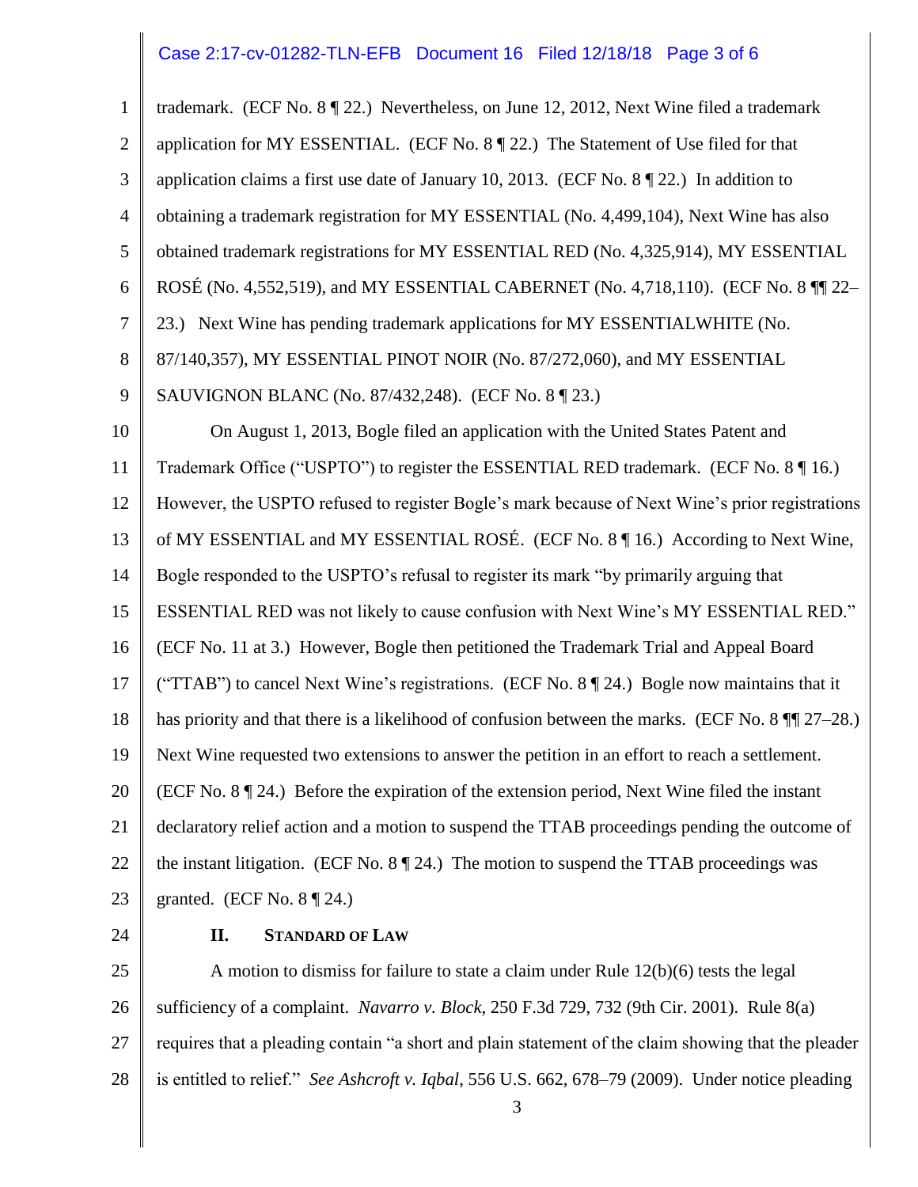trademark. (ECF No. 8 ¶ 22.) Nevertheless, on June 12, 2012, Next Wine filed a trademark application for MY ESSENTIAL. (ECF No. 8 ¶ 22.) The Statement of Use filed for that application claims a first use date of January 10, 2013. (ECF No. 8 ¶ 22.) In addition to obtaining a trademark registration for MY ESSENTIAL (No. 4,499,104), Next Wine has also obtained trademark registrations for MY ESSENTIAL RED (No. 4,325,914), MY ESSENTIAL ROSÉ (No. 4,552,519), and MY ESSENTIAL CABERNET (No. 4,718,110). (ECF No. 8 ¶¶ 22–23.) Next Wine has pending trademark applications for MY ESSENTIALWHITE (No. 87/140,357), MY ESSENTIAL PINOT NOIR (No. 87/272,060), and MY ESSENTIAL SAUVIGNON BLANC (No. 87/432,248). (ECF No. 8 ¶ 23.)

On August 1, 2013, Bogle filed an application with the United States Patent and Trademark Office ("USPTO") to register the ESSENTIAL RED trademark. (ECF No. 8 ¶ 16.) However, the USPTO refused to register Bogle's mark because of Next Wine's prior registrations of MY ESSENTIAL and MY ESSENTIAL ROSÉ. (ECF No. 8 ¶ 16.) According to Next Wine, Bogle responded to the USPTO's refusal to register its mark "by primarily arguing that ESSENTIAL RED was not likely to cause confusion with Next Wine's MY ESSENTIAL RED." (ECF No. 11 at 3.) However, Bogle then petitioned the Trademark Trial and Appeal Board ("TTAB") to cancel Next Wine's registrations. (ECF No. 8 ¶ 24.) Bogle now maintains that it has priority and that there is a likelihood of confusion between the marks. (ECF No. 8 ¶¶ 27–28.) Next Wine requested two extensions to answer the petition in an effort to reach a settlement. (ECF No. 8 ¶ 24.) Before the expiration of the extension period, Next Wine filed the instant declaratory relief action and a motion to suspend the TTAB proceedings pending the outcome of the instant litigation. (ECF No. 8 ¶ 24.) The motion to suspend the TTAB proceedings was granted. (ECF No. 8 ¶ 24.)

## II. STANDARD OF LAW

A motion to dismiss for failure to state a claim under Rule 12(b)(6) tests the legal sufficiency of a complaint. *Navarro v. Block*, 250 F.3d 729, 732 (9th Cir. 2001). Rule 8(a) requires that a pleading contain "a short and plain statement of the claim showing that the pleader is entitled to relief." *See Ashcroft v. Iqbal*, 556 U.S. 662, 678–79 (2009). Under notice pleading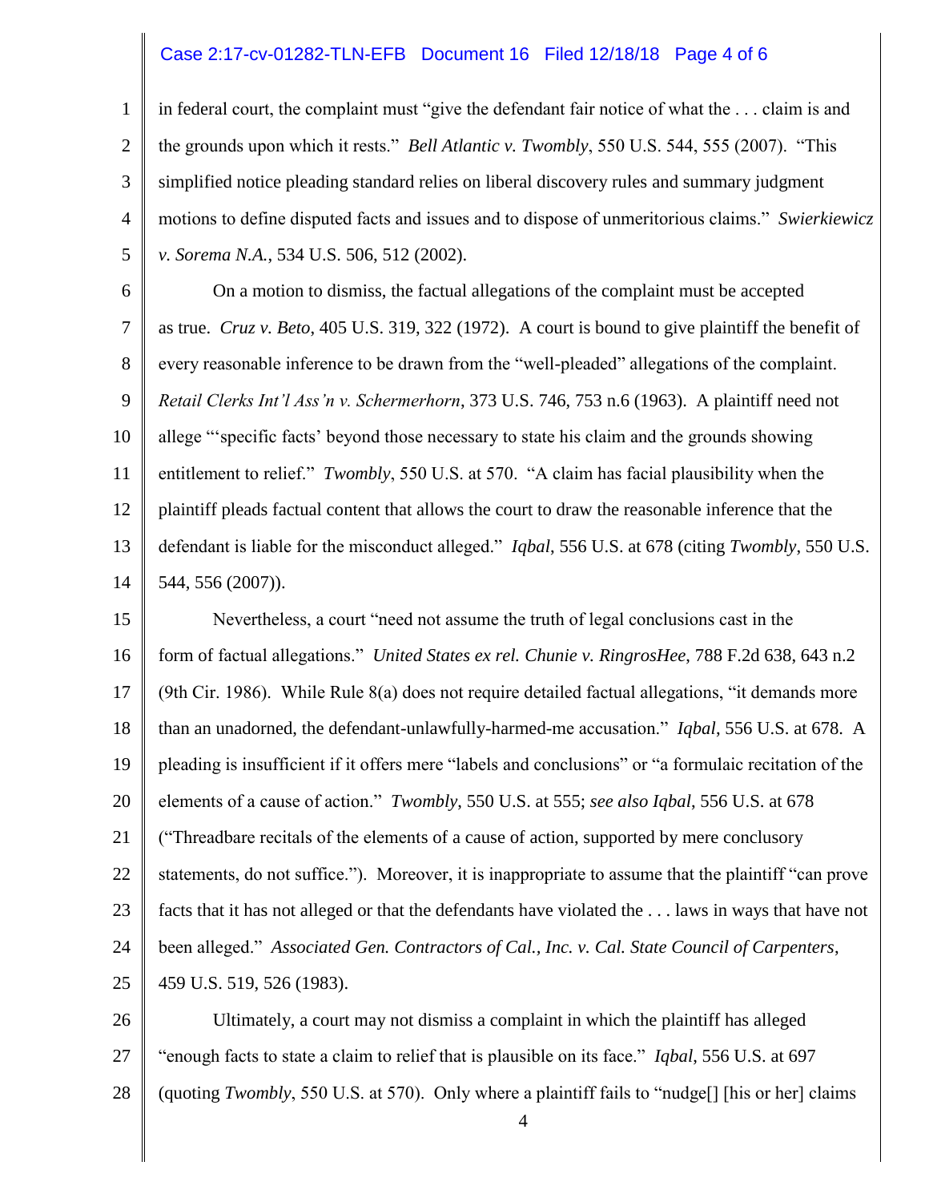in federal court, the complaint must "give the defendant fair notice of what the . . . claim is and the grounds upon which it rests." *Bell Atlantic v. Twombly*, 550 U.S. 544, 555 (2007). "This simplified notice pleading standard relies on liberal discovery rules and summary judgment motions to define disputed facts and issues and to dispose of unmeritorious claims." *Swierkiewicz v. Sorema N.A.*, 534 U.S. 506, 512 (2002).

On a motion to dismiss, the factual allegations of the complaint must be accepted as true. *Cruz v. Beto*, 405 U.S. 319, 322 (1972). A court is bound to give plaintiff the benefit of every reasonable inference to be drawn from the "well-pleaded" allegations of the complaint. *Retail Clerks Int'l Ass'n v. Schermerhorn*, 373 U.S. 746, 753 n.6 (1963). A plaintiff need not allege "'specific facts' beyond those necessary to state his claim and the grounds showing entitlement to relief." *Twombly*, 550 U.S. at 570. "A claim has facial plausibility when the plaintiff pleads factual content that allows the court to draw the reasonable inference that the defendant is liable for the misconduct alleged." *Iqbal*, 556 U.S. at 678 (citing *Twombly*, 550 U.S. 544, 556 (2007)).

Nevertheless, a court "need not assume the truth of legal conclusions cast in the form of factual allegations." *United States ex rel. Chunie v. RingrosHee*, 788 F.2d 638, 643 n.2 (9th Cir. 1986). While Rule 8(a) does not require detailed factual allegations, "it demands more than an unadorned, the defendant-unlawfully-harmed-me accusation." *Iqbal*, 556 U.S. at 678. A pleading is insufficient if it offers mere "labels and conclusions" or "a formulaic recitation of the elements of a cause of action." *Twombly*, 550 U.S. at 555; *see also Iqbal*, 556 U.S. at 678 ("Threadbare recitals of the elements of a cause of action, supported by mere conclusory statements, do not suffice."). Moreover, it is inappropriate to assume that the plaintiff "can prove facts that it has not alleged or that the defendants have violated the . . . laws in ways that have not been alleged." *Associated Gen. Contractors of Cal., Inc. v. Cal. State Council of Carpenters*, 459 U.S. 519, 526 (1983).

Ultimately, a court may not dismiss a complaint in which the plaintiff has alleged "enough facts to state a claim to relief that is plausible on its face." *Iqbal*, 556 U.S. at 697 (quoting *Twombly*, 550 U.S. at 570). Only where a plaintiff fails to "nudge[] [his or her] claims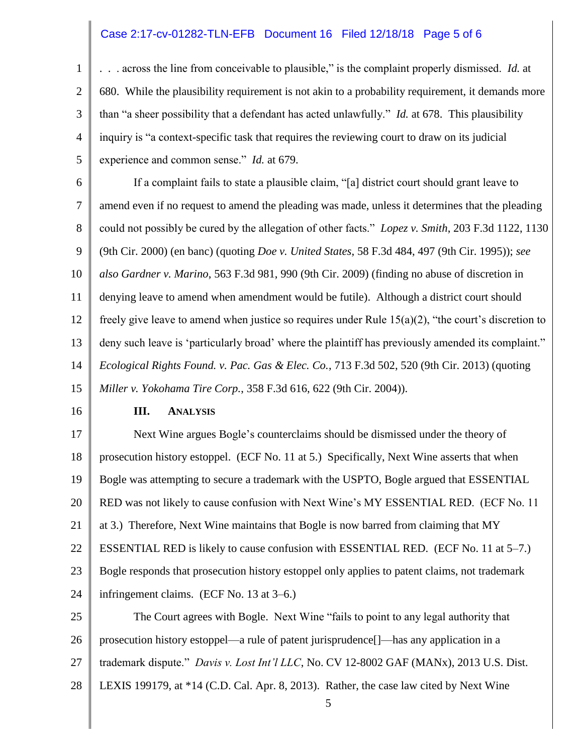. . . across the line from conceivable to plausible," is the complaint properly dismissed. *Id.* at 680. While the plausibility requirement is not akin to a probability requirement, it demands more than "a sheer possibility that a defendant has acted unlawfully." *Id.* at 678. This plausibility inquiry is "a context-specific task that requires the reviewing court to draw on its judicial experience and common sense." *Id.* at 679.

If a complaint fails to state a plausible claim, "[a] district court should grant leave to amend even if no request to amend the pleading was made, unless it determines that the pleading could not possibly be cured by the allegation of other facts." *Lopez v. Smith*, 203 F.3d 1122, 1130 (9th Cir. 2000) (en banc) (quoting *Doe v. United States*, 58 F.3d 484, 497 (9th Cir. 1995)); *see also Gardner v. Marino*, 563 F.3d 981, 990 (9th Cir. 2009) (finding no abuse of discretion in denying leave to amend when amendment would be futile). Although a district court should freely give leave to amend when justice so requires under Rule 15(a)(2), "the court's discretion to deny such leave is 'particularly broad' where the plaintiff has previously amended its complaint." *Ecological Rights Found. v. Pac. Gas & Elec. Co.*, 713 F.3d 502, 520 (9th Cir. 2013) (quoting *Miller v. Yokohama Tire Corp.*, 358 F.3d 616, 622 (9th Cir. 2004)).

## III. ANALYSIS

Next Wine argues Bogle's counterclaims should be dismissed under the theory of prosecution history estoppel. (ECF No. 11 at 5.) Specifically, Next Wine asserts that when Bogle was attempting to secure a trademark with the USPTO, Bogle argued that ESSENTIAL RED was not likely to cause confusion with Next Wine's MY ESSENTIAL RED. (ECF No. 11 at 3.) Therefore, Next Wine maintains that Bogle is now barred from claiming that MY ESSENTIAL RED is likely to cause confusion with ESSENTIAL RED. (ECF No. 11 at 5–7.) Bogle responds that prosecution history estoppel only applies to patent claims, not trademark infringement claims. (ECF No. 13 at 3–6.)

The Court agrees with Bogle. Next Wine "fails to point to any legal authority that prosecution history estoppel—a rule of patent jurisprudence[]—has any application in a trademark dispute." *Davis v. Lost Int'l LLC*, No. CV 12-8002 GAF (MANx), 2013 U.S. Dist. LEXIS 199179, at *14 (C.D. Cal. Apr. 8, 2013). Rather, the case law cited by Next Wine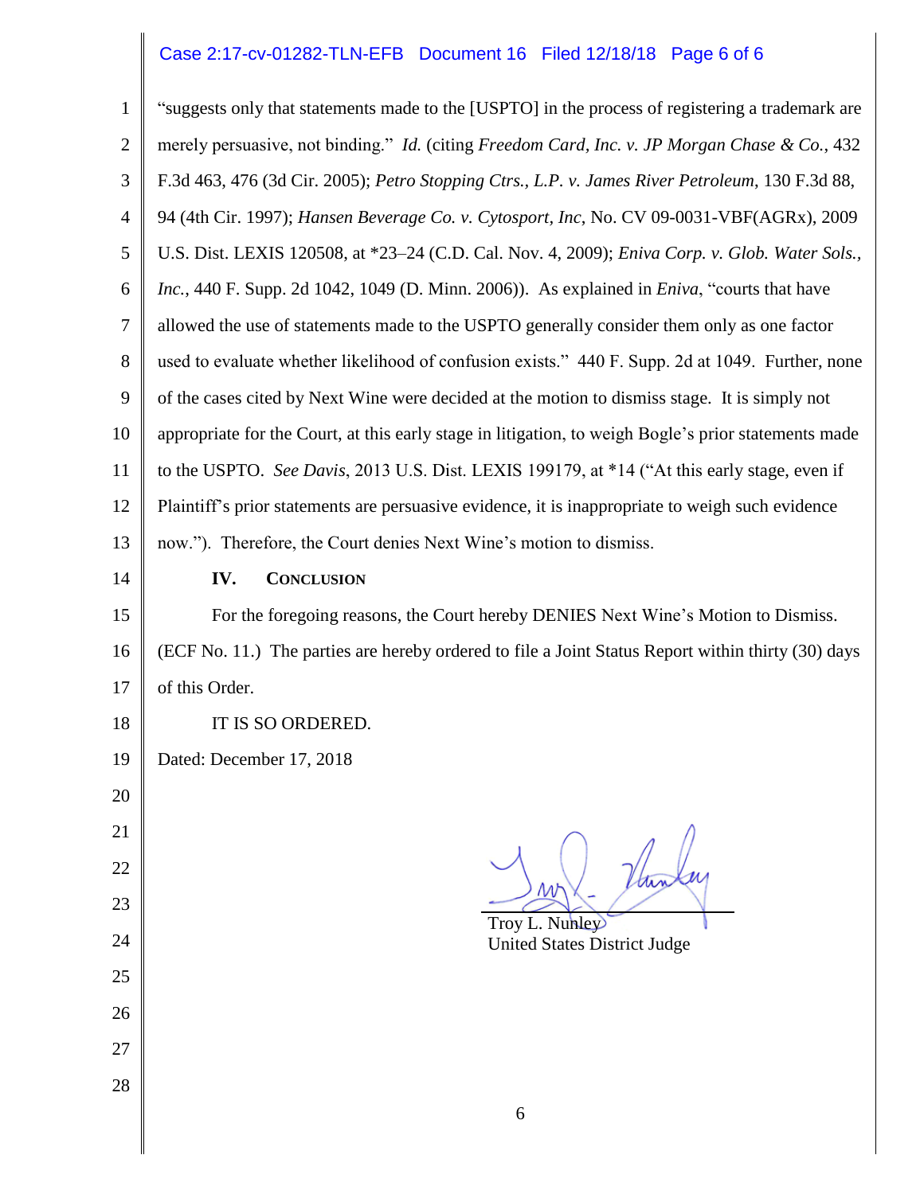"suggests only that statements made to the [USPTO] in the process of registering a trademark are merely persuasive, not binding." *Id.* (citing *Freedom Card, Inc. v. JP Morgan Chase & Co.*, 432 F.3d 463, 476 (3d Cir. 2005); *Petro Stopping Ctrs., L.P. v. James River Petroleum*, 130 F.3d 88, 94 (4th Cir. 1997); *Hansen Beverage Co. v. Cytosport, Inc*, No. CV 09-0031-VBF(AGRx), 2009 U.S. Dist. LEXIS 120508, at *23–24 (C.D. Cal. Nov. 4, 2009); *Eniva Corp. v. Glob. Water Sols., Inc.*, 440 F. Supp. 2d 1042, 1049 (D. Minn. 2006)). As explained in *Eniva*, "courts that have allowed the use of statements made to the USPTO generally consider them only as one factor used to evaluate whether likelihood of confusion exists." 440 F. Supp. 2d at 1049. Further, none of the cases cited by Next Wine were decided at the motion to dismiss stage. It is simply not appropriate for the Court, at this early stage in litigation, to weigh Bogle's prior statements made to the USPTO. *See Davis*, 2013 U.S. Dist. LEXIS 199179, at *14 ("At this early stage, even if Plaintiff's prior statements are persuasive evidence, it is inappropriate to weigh such evidence now."). Therefore, the Court denies Next Wine's motion to dismiss.

## IV. CONCLUSION

For the foregoing reasons, the Court hereby DENIES Next Wine's Motion to Dismiss. (ECF No. 11.) The parties are hereby ordered to file a Joint Status Report within thirty (30) days of this Order.

IT IS SO ORDERED.

Dated: December 17, 2018

Troy L. Nunley
United States District Judge